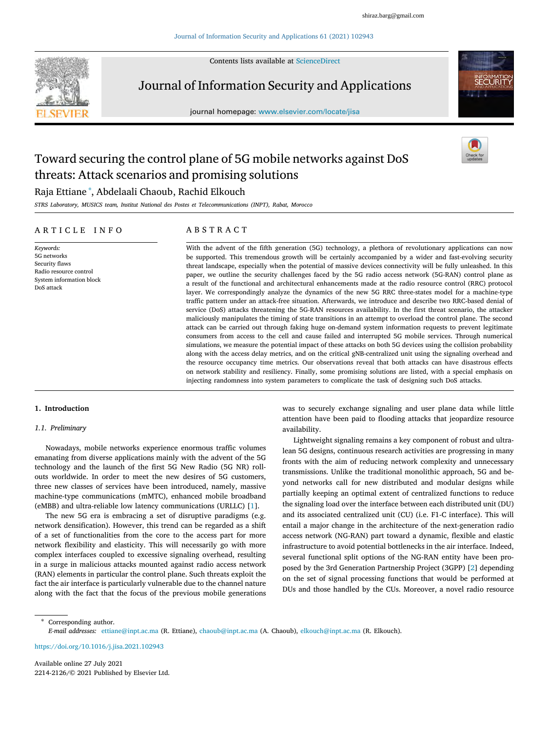# Toward securing the control plane of 5G mobile networks against DoS threats: Attack scenarios and promising solutions

Raja Ettiane *, Abdelaali Chaoub, Rachid Elkouch

*STRS Laboratory, MUSICS team, Institut National des Postes et Telecommunications (INPT), Rabat, Morocco*

## ARTICLE INFO

*Keywords:*
5G networks
Security flaws
Radio resource control
System information block
DoS attack

## ABSTRACT

With the advent of the fifth generation (5G) technology, a plethora of revolutionary applications can now be supported. This tremendous growth will be certainly accompanied by a wider and fast-evolving security threat landscape, especially when the potential of massive devices connectivity will be fully unleashed. In this paper, we outline the security challenges faced by the 5G radio access network (5G-RAN) control plane as a result of the functional and architectural enhancements made at the radio resource control (RRC) protocol layer. We correspondingly analyze the dynamics of the new 5G RRC three-states model for a machine-type traffic pattern under an attack-free situation. Afterwards, we introduce and describe two RRC-based denial of service (DoS) attacks threatening the 5G-RAN resources availability. In the first threat scenario, the attacker maliciously manipulates the timing of state transitions in an attempt to overload the control plane. The second attack can be carried out through faking huge on-demand system information requests to prevent legitimate consumers from access to the cell and cause failed and interrupted 5G mobile services. Through numerical simulations, we measure the potential impact of these attacks on both 5G devices using the collision probability along with the access delay metrics, and on the critical gNB-centralized unit using the signaling overhead and the resource occupancy time metrics. Our observations reveal that both attacks can have disastrous effects on network stability and resiliency. Finally, some promising solutions are listed, with a special emphasis on injecting randomness into system parameters to complicate the task of designing such DoS attacks.

## 1. Introduction

### 1.1. Preliminary

Nowadays, mobile networks experience enormous traffic volumes emanating from diverse applications mainly with the advent of the 5G technology and the launch of the first 5G New Radio (5G NR) roll-outs worldwide. In order to meet the new desires of 5G customers, three new classes of services have been introduced, namely, massive machine-type communications (mMTC), enhanced mobile broadband (eMBB) and ultra-reliable low latency communications (URLLC) [1].

The new 5G era is embracing a set of disruptive paradigms (e.g. network densification). However, this trend can be regarded as a shift of a set of functionalities from the core to the access part for more network flexibility and elasticity. This will necessarily go with more complex interfaces coupled to excessive signaling overhead, resulting in a surge in malicious attacks mounted against radio access network (RAN) elements in particular the control plane. Such threats exploit the fact the air interface is particularly vulnerable due to the channel nature along with the fact that the focus of the previous mobile generations was to securely exchange signaling and user plane data while little attention have been paid to flooding attacks that jeopardize resource availability.

Lightweight signaling remains a key component of robust and ultra-lean 5G designs, continuous research activities are progressing in many fronts with the aim of reducing network complexity and unnecessary transmissions. Unlike the traditional monolithic approach, 5G and beyond networks call for new distributed and modular designs while partially keeping an optimal extent of centralized functions to reduce the signaling load over the interface between each distributed unit (DU) and its associated centralized unit (CU) (i.e. F1-C interface). This will entail a major change in the architecture of the next-generation radio access network (NG-RAN) part toward a dynamic, flexible and elastic infrastructure to avoid potential bottlenecks in the air interface. Indeed, several functional split options of the NG-RAN entity have been proposed by the 3rd Generation Partnership Project (3GPP) [2] depending on the set of signal processing functions that would be performed at DUs and those handled by the CUs. Moreover, a novel radio resource

---

* Corresponding author.
*E-mail addresses:* ettiane@inpt.ac.ma (R. Ettiane), chaoub@inpt.ac.ma (A. Chaoub), elkouch@inpt.ac.ma (R. Elkouch).

https://doi.org/10.1016/j.jisa.2021.102943

Available online 27 July 2021
2214-2126/© 2021 Published by Elsevier Ltd.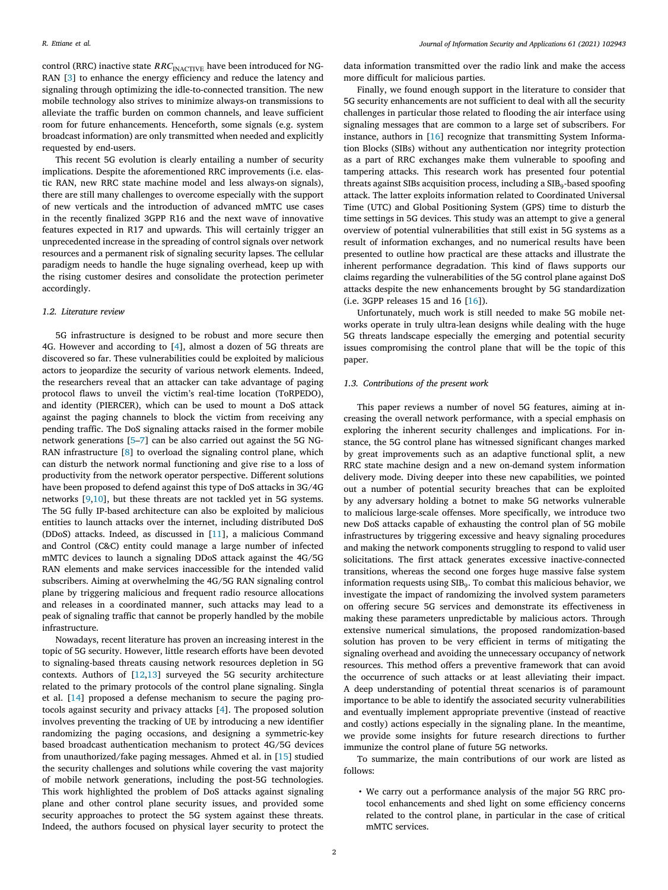control (RRC) inactive state $RRC_{\text{INACTIVE}}$ have been introduced for NG-RAN [3] to enhance the energy efficiency and reduce the latency and signaling through optimizing the idle-to-connected transition. The new mobile technology also strives to minimize always-on transmissions to alleviate the traffic burden on common channels, and leave sufficient room for future enhancements. Henceforth, some signals (e.g. system broadcast information) are only transmitted when needed and explicitly requested by end-users.

This recent 5G evolution is clearly entailing a number of security implications. Despite the aforementioned RRC improvements (i.e. elastic RAN, new RRC state machine model and less always-on signals), there are still many challenges to overcome especially with the support of new verticals and the introduction of advanced mMTC use cases in the recently finalized 3GPP R16 and the next wave of innovative features expected in R17 and upwards. This will certainly trigger an unprecedented increase in the spreading of control signals over network resources and a permanent risk of signaling security lapses. The cellular paradigm needs to handle the huge signaling overhead, keep up with the rising customer desires and consolidate the protection perimeter accordingly.

### 1.2. Literature review

5G infrastructure is designed to be robust and more secure then 4G. However and according to [4], almost a dozen of 5G threats are discovered so far. These vulnerabilities could be exploited by malicious actors to jeopardize the security of various network elements. Indeed, the researchers reveal that an attacker can take advantage of paging protocol flaws to unveil the victim's real-time location (ToRPEDO), and identity (PIERCER), which can be used to mount a DoS attack against the paging channels to block the victim from receiving any pending traffic. The DoS signaling attacks raised in the former mobile network generations [5–7] can be also carried out against the 5G NG-RAN infrastructure [8] to overload the signaling control plane, which can disturb the network normal functioning and give rise to a loss of productivity from the network operator perspective. Different solutions have been proposed to defend against this type of DoS attacks in 3G/4G networks [9,10], but these threats are not tackled yet in 5G systems. The 5G fully IP-based architecture can also be exploited by malicious entities to launch attacks over the internet, including distributed DoS (DDoS) attacks. Indeed, as discussed in [11], a malicious Command and Control (C&C) entity could manage a large number of infected mMTC devices to launch a signaling DDoS attack against the 4G/5G RAN elements and make services inaccessible for the intended valid subscribers. Aiming at overwhelming the 4G/5G RAN signaling control plane by triggering malicious and frequent radio resource allocations and releases in a coordinated manner, such attacks may lead to a peak of signaling traffic that cannot be properly handled by the mobile infrastructure.

Nowadays, recent literature has proven an increasing interest in the topic of 5G security. However, little research efforts have been devoted to signaling-based threats causing network resources depletion in 5G contexts. Authors of [12,13] surveyed the 5G security architecture related to the primary protocols of the control plane signaling. Singla et al. [14] proposed a defense mechanism to secure the paging protocols against security and privacy attacks [4]. The proposed solution involves preventing the tracking of UE by introducing a new identifier randomizing the paging occasions, and designing a symmetric-key based broadcast authentication mechanism to protect 4G/5G devices from unauthorized/fake paging messages. Ahmed et al. in [15] studied the security challenges and solutions while covering the vast majority of mobile network generations, including the post-5G technologies. This work highlighted the problem of DoS attacks against signaling plane and other control plane security issues, and provided some security approaches to protect the 5G system against these threats. Indeed, the authors focused on physical layer security to protect the data information transmitted over the radio link and make the access more difficult for malicious parties.

Finally, we found enough support in the literature to consider that 5G security enhancements are not sufficient to deal with all the security challenges in particular those related to flooding the air interface using signaling messages that are common to a large set of subscribers. For instance, authors in [16] recognize that transmitting System Information Blocks (SIBs) without any authentication nor integrity protection as a part of RRC exchanges make them vulnerable to spoofing and tampering attacks. This research work has presented four potential threats against SIBs acquisition process, including a $SIB_9$-based spoofing attack. The latter exploits information related to Coordinated Universal Time (UTC) and Global Positioning System (GPS) time to disturb the time settings in 5G devices. This study was an attempt to give a general overview of potential vulnerabilities that still exist in 5G systems as a result of information exchanges, and no numerical results have been presented to outline how practical are these attacks and illustrate the inherent performance degradation. This kind of flaws supports our claims regarding the vulnerabilities of the 5G control plane against DoS attacks despite the new enhancements brought by 5G standardization (i.e. 3GPP releases 15 and 16 [16]).

Unfortunately, much work is still needed to make 5G mobile networks operate in truly ultra-lean designs while dealing with the huge 5G threats landscape especially the emerging and potential security issues compromising the control plane that will be the topic of this paper.

### 1.3. Contributions of the present work

This paper reviews a number of novel 5G features, aiming at increasing the overall network performance, with a special emphasis on exploring the inherent security challenges and implications. For instance, the 5G control plane has witnessed significant changes marked by great improvements such as an adaptive functional split, a new RRC state machine design and a new on-demand system information delivery mode. Diving deeper into these new capabilities, we pointed out a number of potential security breaches that can be exploited by any adversary holding a botnet to make 5G networks vulnerable to malicious large-scale offenses. More specifically, we introduce two new DoS attacks capable of exhausting the control plan of 5G mobile infrastructures by triggering excessive and heavy signaling procedures and making the network components struggling to respond to valid user solicitations. The first attack generates excessive inactive-connected transitions, whereas the second one forges huge massive false system information requests using $SIB_9$. To combat this malicious behavior, we investigate the impact of randomizing the involved system parameters on offering secure 5G services and demonstrate its effectiveness in making these parameters unpredictable by malicious actors. Through extensive numerical simulations, the proposed randomization-based solution has proven to be very efficient in terms of mitigating the signaling overhead and avoiding the unnecessary occupancy of network resources. This method offers a preventive framework that can avoid the occurrence of such attacks or at least alleviating their impact. A deep understanding of potential threat scenarios is of paramount importance to be able to identify the associated security vulnerabilities and eventually implement appropriate preventive (instead of reactive and costly) actions especially in the signaling plane. In the meantime, we provide some insights for future research directions to further immunize the control plane of future 5G networks.

To summarize, the main contributions of our work are listed as follows:

- We carry out a performance analysis of the major 5G RRC protocol enhancements and shed light on some efficiency concerns related to the control plane, in particular in the case of critical mMTC services.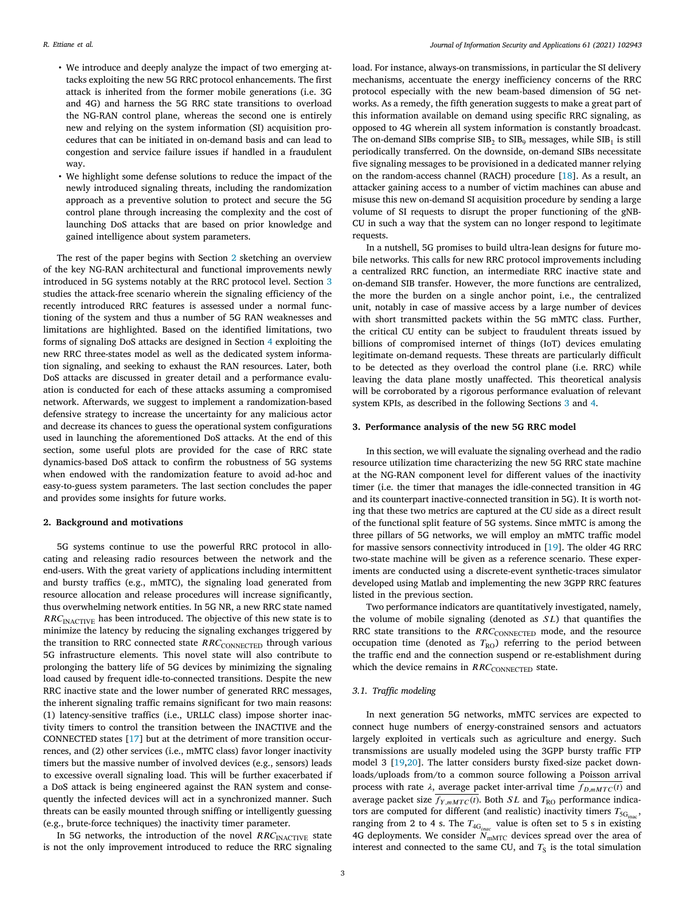- We introduce and deeply analyze the impact of two emerging attacks exploiting the new 5G RRC protocol enhancements. The first attack is inherited from the former mobile generations (i.e. 3G and 4G) and harness the 5G RRC state transitions to overload the NG-RAN control plane, whereas the second one is entirely new and relying on the system information (SI) acquisition procedures that can be initiated in on-demand basis and can lead to congestion and service failure issues if handled in a fraudulent way.
- We highlight some defense solutions to reduce the impact of the newly introduced signaling threats, including the randomization approach as a preventive solution to protect and secure the 5G control plane through increasing the complexity and the cost of launching DoS attacks that are based on prior knowledge and gained intelligence about system parameters.

The rest of the paper begins with Section 2 sketching an overview of the key NG-RAN architectural and functional improvements newly introduced in 5G systems notably at the RRC protocol level. Section 3 studies the attack-free scenario wherein the signaling efficiency of the recently introduced RRC features is assessed under a normal functioning of the system and thus a number of 5G RAN weaknesses and limitations are highlighted. Based on the identified limitations, two forms of signaling DoS attacks are designed in Section 4 exploiting the new RRC three-states model as well as the dedicated system information signaling, and seeking to exhaust the RAN resources. Later, both DoS attacks are discussed in greater detail and a performance evaluation is conducted for each of these attacks assuming a compromised network. Afterwards, we suggest to implement a randomization-based defensive strategy to increase the uncertainty for any malicious actor and decrease its chances to guess the operational system configurations used in launching the aforementioned DoS attacks. At the end of this section, some useful plots are provided for the case of RRC state dynamics-based DoS attack to confirm the robustness of 5G systems when endowed with the randomization feature to avoid ad-hoc and easy-to-guess system parameters. The last section concludes the paper and provides some insights for future works.

## 2. Background and motivations

5G systems continue to use the powerful RRC protocol in allocating and releasing radio resources between the network and the end-users. With the great variety of applications including intermittent and bursty traffics (e.g., mMTC), the signaling load generated from resource allocation and release procedures will increase significantly, thus overwhelming network entities. In 5G NR, a new RRC state named $RRC_{\text{INACTIVE}}$ has been introduced. The objective of this new state is to minimize the latency by reducing the signaling exchanges triggered by the transition to RRC connected state $RRC_{\text{CONNECTED}}$ through various 5G infrastructure elements. This novel state will also contribute to prolonging the battery life of 5G devices by minimizing the signaling load caused by frequent idle-to-connected transitions. Despite the new RRC inactive state and the lower number of generated RRC messages, the inherent signaling traffic remains significant for two main reasons: (1) latency-sensitive traffics (i.e., URLLC class) impose shorter inactivity timers to control the transition between the INACTIVE and the CONNECTED states [17] but at the detriment of more transition occurrences, and (2) other services (i.e., mMTC class) favor longer inactivity timers but the massive number of involved devices (e.g., sensors) leads to excessive overall signaling load. This will be further exacerbated if a DoS attack is being engineered against the RAN system and consequently the infected devices will act in a synchronized manner. Such threats can be easily mounted through sniffing or intelligently guessing (e.g., brute-force techniques) the inactivity timer parameter.

In 5G networks, the introduction of the novel $RRC_{\text{INACTIVE}}$ state is not the only improvement introduced to reduce the RRC signaling load. For instance, always-on transmissions, in particular the SI delivery mechanisms, accentuate the energy inefficiency concerns of the RRC protocol especially with the new beam-based dimension of 5G networks. As a remedy, the fifth generation suggests to make a great part of this information available on demand using specific RRC signaling, as opposed to 4G wherein all system information is constantly broadcast. The on-demand SIBs comprise $\text{SIB}_2$ to $\text{SIB}_9$ messages, while $\text{SIB}_1$ is still periodically transferred. On the downside, on-demand SIBs necessitate five signaling messages to be provisioned in a dedicated manner relying on the random-access channel (RACH) procedure [18]. As a result, an attacker gaining access to a number of victim machines can abuse and misuse this new on-demand SI acquisition procedure by sending a large volume of SI requests to disrupt the proper functioning of the gNB-CU in such a way that the system can no longer respond to legitimate requests.

In a nutshell, 5G promises to build ultra-lean designs for future mobile networks. This calls for new RRC protocol improvements including a centralized RRC function, an intermediate RRC inactive state and on-demand SIB transfer. However, the more functions are centralized, the more the burden on a single anchor point, i.e., the centralized unit, notably in case of massive access by a large number of devices with short transmitted packets within the 5G mMTC class. Further, the critical CU entity can be subject to fraudulent threats issued by billions of compromised internet of things (IoT) devices emulating legitimate on-demand requests. These threats are particularly difficult to be detected as they overload the control plane (i.e. RRC) while leaving the data plane mostly unaffected. This theoretical analysis will be corroborated by a rigorous performance evaluation of relevant system KPIs, as described in the following Sections 3 and 4.

## 3. Performance analysis of the new 5G RRC model

In this section, we will evaluate the signaling overhead and the radio resource utilization time characterizing the new 5G RRC state machine at the NG-RAN component level for different values of the inactivity timer (i.e. the timer that manages the idle-connected transition in 4G and its counterpart inactive-connected transition in 5G). It is worth noting that these two metrics are captured at the CU side as a direct result of the functional split feature of 5G systems. Since mMTC is among the three pillars of 5G networks, we will employ an mMTC traffic model for massive sensors connectivity introduced in [19]. The older 4G RRC two-state machine will be given as a reference scenario. These experiments are conducted using a discrete-event synthetic-traces simulator developed using Matlab and implementing the new 3GPP RRC features listed in the previous section.

Two performance indicators are quantitatively investigated, namely, the volume of mobile signaling (denoted as $SL$) that quantifies the RRC state transitions to the $RRC_{\text{CONNECTED}}$ mode, and the resource occupation time (denoted as $T_{\text{RO}}$) referring to the period between the traffic end and the connection suspend or re-establishment during which the device remains in $RRC_{\text{CONNECTED}}$ state.

### 3.1. Traffic modeling

In next generation 5G networks, mMTC services are expected to connect huge numbers of energy-constrained sensors and actuators largely exploited in verticals such as agriculture and energy. Such transmissions are usually modeled using the 3GPP bursty traffic FTP model 3 [19,20]. The latter considers bursty fixed-size packet downloads/uploads from/to a common source following a Poisson arrival process with rate $\lambda$, average packet inter-arrival time $\overline{f_{D,mMTC}(t)}$ and average packet size $\overline{f_{Y,mMTC}(t)}$. Both $SL$ and $T_{\text{RO}}$ performance indicators are computed for different (and realistic) inactivity timers $T_{5G_{inac}}$, ranging from 2 to 4 s. The $T_{4G_{inac}}$ value is often set to 5 s in existing 4G deployments. We consider $N_{\text{mMTC}}$ devices spread over the area of interest and connected to the same CU, and $T_{\text{S}}$ is the total simulation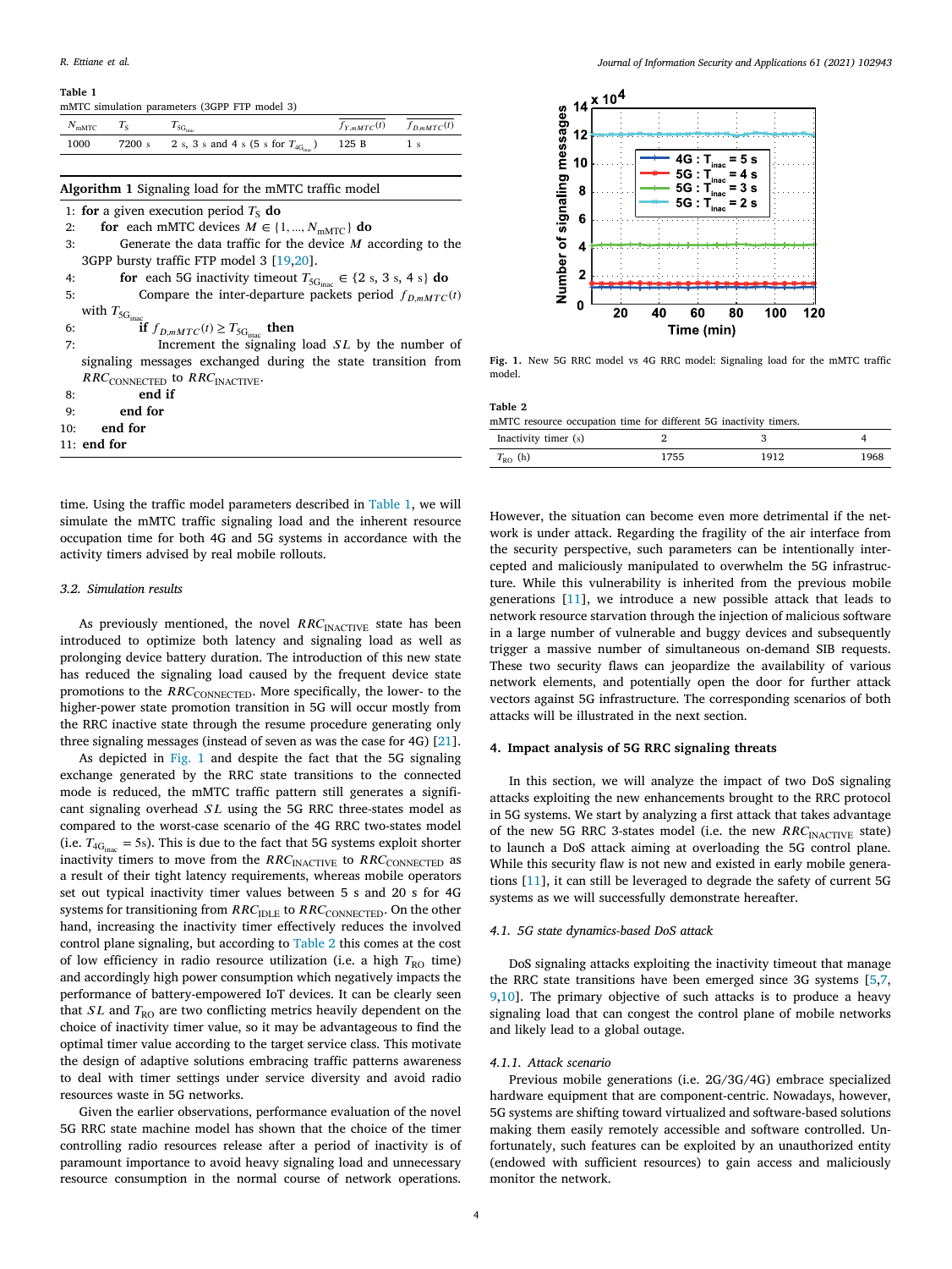**Table 1**
mMTC simulation parameters (3GPP FTP model 3)

| $N_{\text{mMTC}}$ | $T_S$ | $T_{5G_{inac}}$ | $f_{Y,mMTC}(t)$ | $f_{D,mMTC}(t)$ |
|---|---|---|---|---|
| 1000 | 7200 s | 2 s, 3 s and 4 s (5 s for $T_{4G_{inac}}$) | 125 B | 1 s |

**Algorithm 1** Signaling load for the mMTC traffic model

1: **for** a given execution period $T_S$ **do**
2: &nbsp;&nbsp;**for** each mMTC devices $M \in \{1, ..., N_{\text{mMTC}}\}$ **do**
3: &nbsp;&nbsp;&nbsp;&nbsp;Generate the data traffic for the device $M$ according to the 3GPP bursty traffic FTP model 3 [19,20].
4: &nbsp;&nbsp;&nbsp;&nbsp;**for** each 5G inactivity timeout $T_{5G_{inac}} \in \{2\text{ s}, 3\text{ s}, 4\text{ s}\}$ **do**
5: &nbsp;&nbsp;&nbsp;&nbsp;&nbsp;&nbsp;Compare the inter-departure packets period $f_{D,mMTC}(t)$ with $T_{5G_{inac}}$
6: &nbsp;&nbsp;&nbsp;&nbsp;&nbsp;&nbsp;**if** $f_{D,mMTC}(t) \geq T_{5G_{inac}}$ **then**
7: &nbsp;&nbsp;&nbsp;&nbsp;&nbsp;&nbsp;&nbsp;&nbsp;Increment the signaling load $SL$ by the number of signaling messages exchanged during the state transition from $RRC_{\text{CONNECTED}}$ to $RRC_{\text{INACTIVE}}$.
8: &nbsp;&nbsp;&nbsp;&nbsp;&nbsp;&nbsp;**end if**
9: &nbsp;&nbsp;&nbsp;&nbsp;**end for**
10: &nbsp;&nbsp;**end for**
11: **end for**

time. Using the traffic model parameters described in Table 1, we will simulate the mMTC traffic signaling load and the inherent resource occupation time for both 4G and 5G systems in accordance with the activity timers advised by real mobile rollouts.

### 3.2. Simulation results

As previously mentioned, the novel $RRC_{\text{INACTIVE}}$ state has been introduced to optimize both latency and signaling load as well as prolonging device battery duration. The introduction of this new state has reduced the signaling load caused by the frequent device state promotions to the $RRC_{\text{CONNECTED}}$. More specifically, the lower- to the higher-power state promotion transition in 5G will occur mostly from the RRC inactive state through the resume procedure generating only three signaling messages (instead of seven as was the case for 4G) [21].

As depicted in Fig. 1 and despite the fact that the 5G signaling exchange generated by the RRC state transitions to the connected mode is reduced, the mMTC traffic pattern still generates a significant signaling overhead $SL$ using the 5G RRC three-states model as compared to the worst-case scenario of the 4G RRC two-states model (i.e. $T_{4G_{inac}} = 5$s). This is due to the fact that 5G systems exploit shorter inactivity timers to move from the $RRC_{\text{INACTIVE}}$ to $RRC_{\text{CONNECTED}}$ as a result of their tight latency requirements, whereas mobile operators set out typical inactivity timer values between 5 s and 20 s for 4G systems for transitioning from $RRC_{\text{IDLE}}$ to $RRC_{\text{CONNECTED}}$. On the other hand, increasing the inactivity timer effectively reduces the involved control plane signaling, but according to Table 2 this comes at the cost of low efficiency in radio resource utilization (i.e. a high $T_{\text{RO}}$ time) and accordingly high power consumption which negatively impacts the performance of battery-empowered IoT devices. It can be clearly seen that $SL$ and $T_{\text{RO}}$ are two conflicting metrics heavily dependent on the choice of inactivity timer value, so it may be advantageous to find the optimal timer value according to the target service class. This motivate the design of adaptive solutions embracing traffic patterns awareness to deal with timer settings under service diversity and avoid radio resources waste in 5G networks.

Given the earlier observations, performance evaluation of the novel 5G RRC state machine model has shown that the choice of the timer controlling radio resources release after a period of inactivity is of paramount importance to avoid heavy signaling load and unnecessary resource consumption in the normal course of network operations.

**Fig. 1.** New 5G RRC model vs 4G RRC model: Signaling load for the mMTC traffic model.

**Table 2**
mMTC resource occupation time for different 5G inactivity timers.

| Inactivity timer (s) | 2 | 3 | 4 |
|---|---|---|---|
| $T_{\text{RO}}$ (h) | 1755 | 1912 | 1968 |

However, the situation can become even more detrimental if the network is under attack. Regarding the fragility of the air interface from the security perspective, such parameters can be intentionally intercepted and maliciously manipulated to overwhelm the 5G infrastructure. While this vulnerability is inherited from the previous mobile generations [11], we introduce a new possible attack that leads to network resource starvation through the injection of malicious software in a large number of vulnerable and buggy devices and subsequently trigger a massive number of simultaneous on-demand SIB requests. These two security flaws can jeopardize the availability of various network elements, and potentially open the door for further attack vectors against 5G infrastructure. The corresponding scenarios of both attacks will be illustrated in the next section.

## 4. Impact analysis of 5G RRC signaling threats

In this section, we will analyze the impact of two DoS signaling attacks exploiting the new enhancements brought to the RRC protocol in 5G systems. We start by analyzing a first attack that takes advantage of the new 5G RRC 3-states model (i.e. the new $RRC_{\text{INACTIVE}}$ state) to launch a DoS attack aiming at overloading the 5G control plane. While this security flaw is not new and existed in early mobile generations [11], it can still be leveraged to degrade the safety of current 5G systems as we will successfully demonstrate hereafter.

### 4.1. 5G state dynamics-based DoS attack

DoS signaling attacks exploiting the inactivity timeout that manage the RRC state transitions have been emerged since 3G systems [5,7,9,10]. The primary objective of such attacks is to produce a heavy signaling load that can congest the control plane of mobile networks and likely lead to a global outage.

#### 4.1.1. Attack scenario

Previous mobile generations (i.e. 2G/3G/4G) embrace specialized hardware equipment that are component-centric. Nowadays, however, 5G systems are shifting toward virtualized and software-based solutions making them easily remotely accessible and software controlled. Unfortunately, such features can be exploited by an unauthorized entity (endowed with sufficient resources) to gain access and maliciously monitor the network.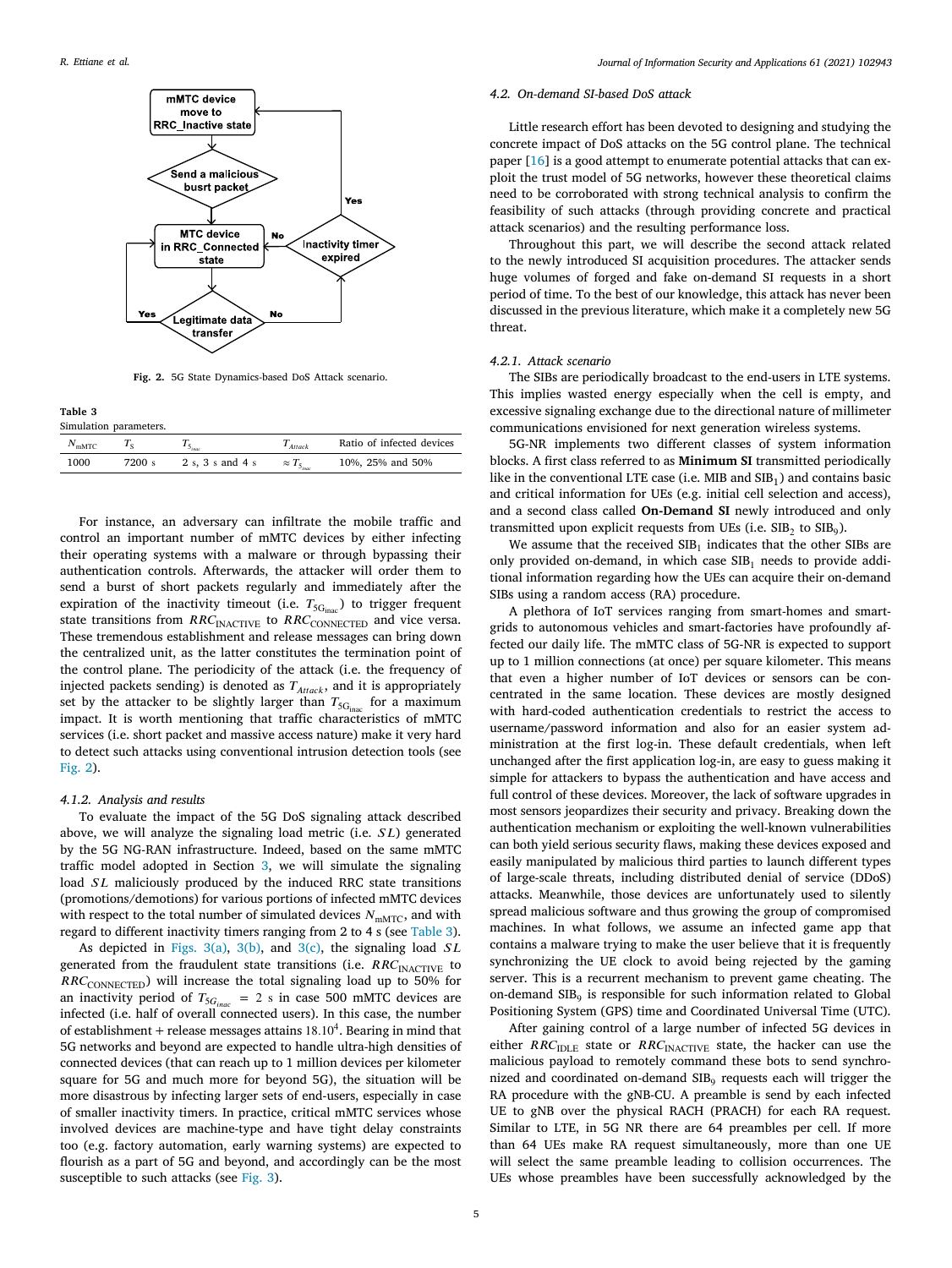Fig. 2. 5G State Dynamics-based DoS Attack scenario.

**Table 3**
Simulation parameters.

| $N_{\mathrm{mMTC}}$ | $T_S$ | $T_{5_{inac}}$ | $T_{Attack}$ | Ratio of infected devices |
|---|---|---|---|---|
| 1000 | 7200 s | 2 s, 3 s and 4 s | $\approx T_{5_{inac}}$ | 10%, 25% and 50% |

For instance, an adversary can infiltrate the mobile traffic and control an important number of mMTC devices by either infecting their operating systems with a malware or through bypassing their authentication controls. Afterwards, the attacker will order them to send a burst of short packets regularly and immediately after the expiration of the inactivity timeout (i.e. $T_{5G_{\mathrm{inac}}}$) to trigger frequent state transitions from $RRC_{\mathrm{INACTIVE}}$ to $RRC_{\mathrm{CONNECTED}}$ and vice versa. These tremendous establishment and release messages can bring down the centralized unit, as the latter constitutes the termination point of the control plane. The periodicity of the attack (i.e. the frequency of injected packets sending) is denoted as $T_{Attack}$, and it is appropriately set by the attacker to be slightly larger than $T_{5G_{\mathrm{inac}}}$ for a maximum impact. It is worth mentioning that traffic characteristics of mMTC services (i.e. short packet and massive access nature) make it very hard to detect such attacks using conventional intrusion detection tools (see Fig. 2).

#### 4.1.2. Analysis and results

To evaluate the impact of the 5G DoS signaling attack described above, we will analyze the signaling load metric (i.e. $SL$) generated by the 5G NG-RAN infrastructure. Indeed, based on the same mMTC traffic model adopted in Section 3, we will simulate the signaling load $SL$ maliciously produced by the induced RRC state transitions (promotions/demotions) for various portions of infected mMTC devices with respect to the total number of simulated devices $N_{\mathrm{mMTC}}$, and with regard to different inactivity timers ranging from 2 to 4 s (see Table 3).

As depicted in Figs. 3(a), 3(b), and 3(c), the signaling load $SL$ generated from the fraudulent state transitions (i.e. $RRC_{\mathrm{INACTIVE}}$ to $RRC_{\mathrm{CONNECTED}}$) will increase the total signaling load up to 50% for an inactivity period of $T_{5G_{inac}} = 2$ s in case 500 mMTC devices are infected (i.e. half of overall connected users). In this case, the number of establishment + release messages attains $18.10^4$. Bearing in mind that 5G networks and beyond are expected to handle ultra-high densities of connected devices (that can reach up to 1 million devices per kilometer square for 5G and much more for beyond 5G), the situation will be more disastrous by infecting larger sets of end-users, especially in case of smaller inactivity timers. In practice, critical mMTC services whose involved devices are machine-type and have tight delay constraints too (e.g. factory automation, early warning systems) are expected to flourish as a part of 5G and beyond, and accordingly can be the most susceptible to such attacks (see Fig. 3).

### 4.2. On-demand SI-based DoS attack

Little research effort has been devoted to designing and studying the concrete impact of DoS attacks on the 5G control plane. The technical paper [16] is a good attempt to enumerate potential attacks that can exploit the trust model of 5G networks, however these theoretical claims need to be corroborated with strong technical analysis to confirm the feasibility of such attacks (through providing concrete and practical attack scenarios) and the resulting performance loss.

Throughout this part, we will describe the second attack related to the newly introduced SI acquisition procedures. The attacker sends huge volumes of forged and fake on-demand SI requests in a short period of time. To the best of our knowledge, this attack has never been discussed in the previous literature, which make it a completely new 5G threat.

#### 4.2.1. Attack scenario

The SIBs are periodically broadcast to the end-users in LTE systems. This implies wasted energy especially when the cell is empty, and excessive signaling exchange due to the directional nature of millimeter communications envisioned for next generation wireless systems.

5G-NR implements two different classes of system information blocks. A first class referred to as **Minimum SI** transmitted periodically like in the conventional LTE case (i.e. MIB and $SIB_1$) and contains basic and critical information for UEs (e.g. initial cell selection and access), and a second class called **On-Demand SI** newly introduced and only transmitted upon explicit requests from UEs (i.e. $SIB_2$ to $SIB_9$).

We assume that the received $SIB_1$ indicates that the other SIBs are only provided on-demand, in which case $SIB_1$ needs to provide additional information regarding how the UEs can acquire their on-demand SIBs using a random access (RA) procedure.

A plethora of IoT services ranging from smart-homes and smart-grids to autonomous vehicles and smart-factories have profoundly affected our daily life. The mMTC class of 5G-NR is expected to support up to 1 million connections (at once) per square kilometer. This means that even a higher number of IoT devices or sensors can be concentrated in the same location. These devices are mostly designed with hard-coded authentication credentials to restrict the access to username/password information and also for an easier system administration at the first log-in. These default credentials, when left unchanged after the first application log-in, are easy to guess making it simple for attackers to bypass the authentication and have access and full control of these devices. Moreover, the lack of software upgrades in most sensors jeopardizes their security and privacy. Breaking down the authentication mechanism or exploiting the well-known vulnerabilities can both yield serious security flaws, making these devices exposed and easily manipulated by malicious third parties to launch different types of large-scale threats, including distributed denial of service (DDoS) attacks. Meanwhile, those devices are unfortunately used to silently spread malicious software and thus growing the group of compromised machines. In what follows, we assume an infected game app that contains a malware trying to make the user believe that it is frequently synchronizing the UE clock to avoid being rejected by the gaming server. This is a recurrent mechanism to prevent game cheating. The on-demand $SIB_9$ is responsible for such information related to Global Positioning System (GPS) time and Coordinated Universal Time (UTC).

After gaining control of a large number of infected 5G devices in either $RRC_{\mathrm{IDLE}}$ state or $RRC_{\mathrm{INACTIVE}}$ state, the hacker can use the malicious payload to remotely command these bots to send synchronized and coordinated on-demand $SIB_9$ requests each will trigger the RA procedure with the gNB-CU. A preamble is send by each infected UE to gNB over the physical RACH (PRACH) for each RA request. Similar to LTE, in 5G NR there are 64 preambles per cell. If more than 64 UEs make RA request simultaneously, more than one UE will select the same preamble leading to collision occurrences. The UEs whose preambles have been successfully acknowledged by the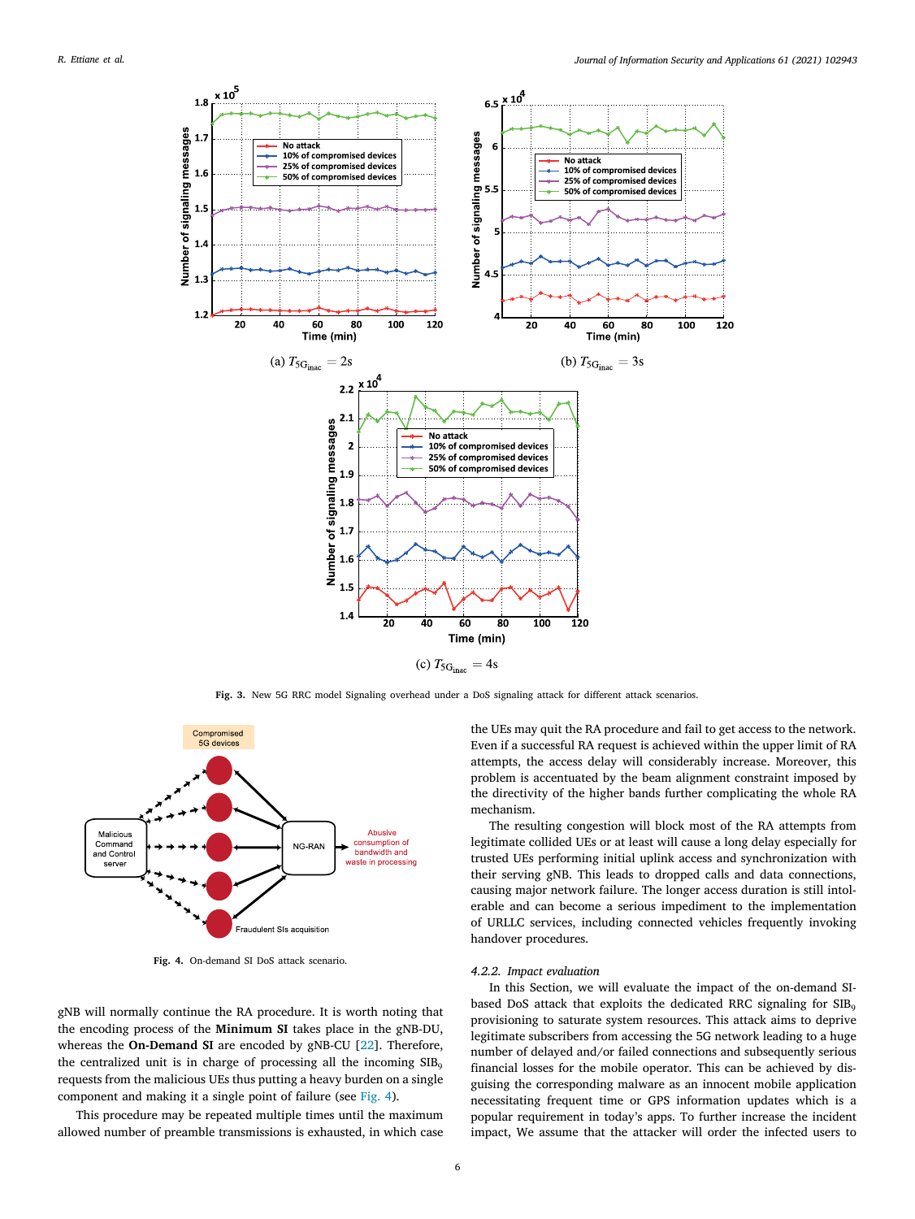(a) $T_{5G_{inac}} = 2s$

(b) $T_{5G_{inac}} = 3s$

(c) $T_{5G_{inac}} = 4s$

**Fig. 3.** New 5G RRC model Signaling overhead under a DoS signaling attack for different attack scenarios.

**Fig. 4.** On-demand SI DoS attack scenario.

gNB will normally continue the RA procedure. It is worth noting that the encoding process of the **Minimum SI** takes place in the gNB-DU, whereas the **On-Demand SI** are encoded by gNB-CU [22]. Therefore, the centralized unit is in charge of processing all the incoming $SIB_9$ requests from the malicious UEs thus putting a heavy burden on a single component and making it a single point of failure (see Fig. 4).

This procedure may be repeated multiple times until the maximum allowed number of preamble transmissions is exhausted, in which case the UEs may quit the RA procedure and fail to get access to the network. Even if a successful RA request is achieved within the upper limit of RA attempts, the access delay will considerably increase. Moreover, this problem is accentuated by the beam alignment constraint imposed by the directivity of the higher bands further complicating the whole RA mechanism.

The resulting congestion will block most of the RA attempts from legitimate collided UEs or at least will cause a long delay especially for trusted UEs performing initial uplink access and synchronization with their serving gNB. This leads to dropped calls and data connections, causing major network failure. The longer access duration is still intolerable and can become a serious impediment to the implementation of URLLC services, including connected vehicles frequently invoking handover procedures.

#### 4.2.2. Impact evaluation

In this Section, we will evaluate the impact of the on-demand SI-based DoS attack that exploits the dedicated RRC signaling for $SIB_9$ provisioning to saturate system resources. This attack aims to deprive legitimate subscribers from accessing the 5G network leading to a huge number of delayed and/or failed connections and subsequently serious financial losses for the mobile operator. This can be achieved by disguising the corresponding malware as an innocent mobile application necessitating frequent time or GPS information updates which is a popular requirement in today's apps. To further increase the incident impact, We assume that the attacker will order the infected users to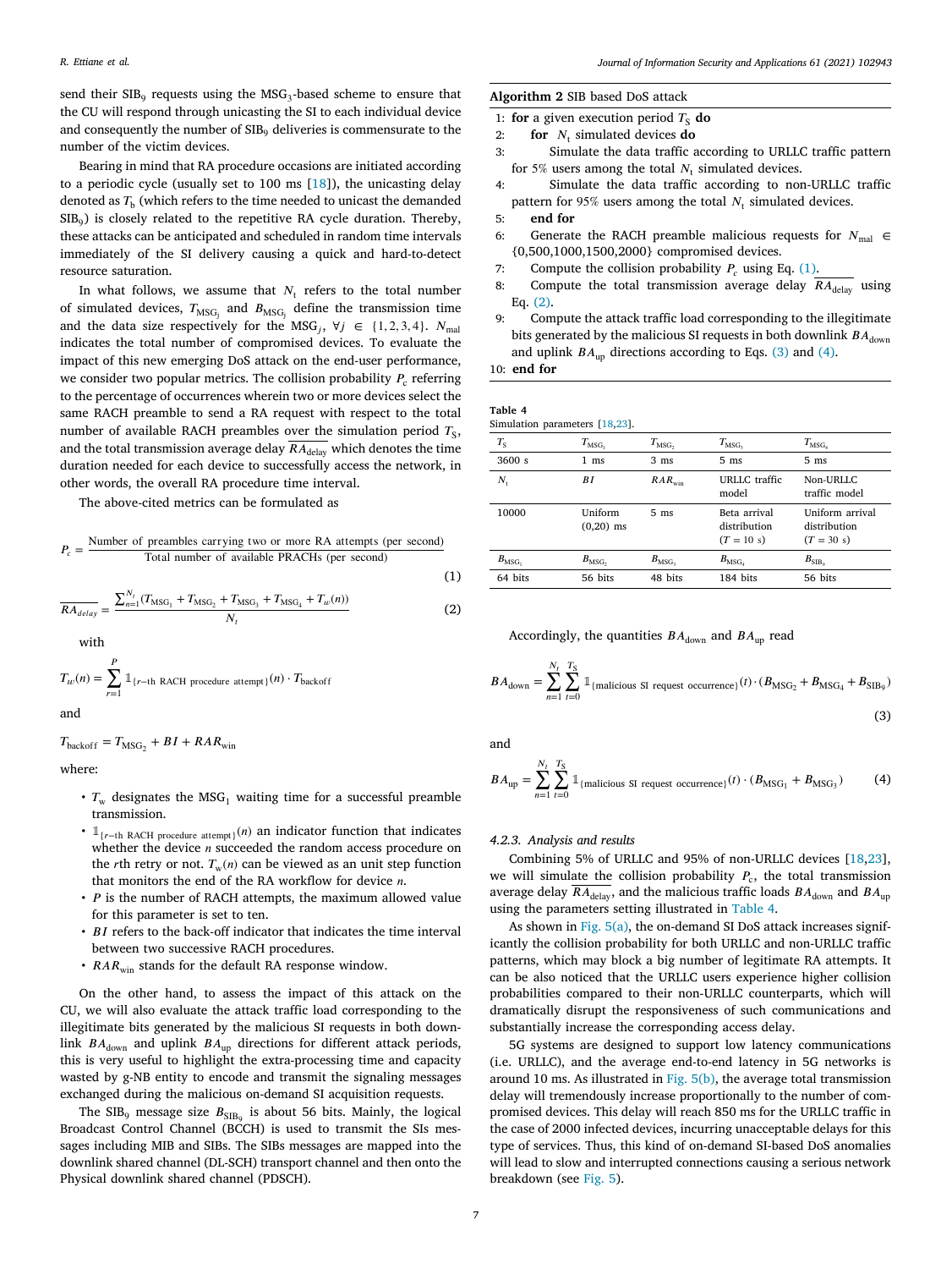send their $SIB_9$ requests using the $MSG_3$-based scheme to ensure that the CU will respond through unicasting the SI to each individual device and consequently the number of $SIB_9$ deliveries is commensurate to the number of the victim devices.

Bearing in mind that RA procedure occasions are initiated according to a periodic cycle (usually set to 100 ms [18]), the unicasting delay denoted as $T_b$ (which refers to the time needed to unicast the demanded $SIB_9$) is closely related to the repetitive RA cycle duration. Thereby, these attacks can be anticipated and scheduled in random time intervals immediately of the SI delivery causing a quick and hard-to-detect resource saturation.

In what follows, we assume that $N_t$ refers to the total number of simulated devices, $T_{MSG_j}$ and $B_{MSG_j}$ define the transmission time and the data size respectively for the $MSG_j$, $\forall j \in \{1,2,3,4\}$. $N_{mal}$ indicates the total number of compromised devices. To evaluate the impact of this new emerging DoS attack on the end-user performance, we consider two popular metrics. The collision probability $P_c$ referring to the percentage of occurrences wherein two or more devices select the same RACH preamble to send a RA request with respect to the total number of available RACH preambles over the simulation period $T_S$, and the total transmission average delay $\overline{RA_{delay}}$ which denotes the time duration needed for each device to successfully access the network, in other words, the overall RA procedure time interval.

The above-cited metrics can be formulated as

$$P_c = \frac{\text{Number of preambles carrying two or more RA attempts (per second)}}{\text{Total number of available PRACHs (per second)}} \tag{1}$$

$$\overline{RA_{delay}} = \frac{\sum_{n=1}^{N_t}(T_{MSG_1} + T_{MSG_2} + T_{MSG_3} + T_{MSG_4} + T_w(n))}{N_t} \tag{2}$$

with

$$T_w(n) = \sum_{r=1}^{P} \mathbb{1}_{\{r\text{–th RACH procedure attempt}\}}(n) \cdot T_{backoff}$$

and

$$T_{backoff} = T_{MSG_2} + BI + RAR_{win}$$

where:

- $T_w$ designates the $MSG_1$ waiting time for a successful preamble transmission.
- $\mathbb{1}_{\{r\text{–th RACH procedure attempt}\}}(n)$ an indicator function that indicates whether the device $n$ succeeded the random access procedure on the $r$th retry or not. $T_w(n)$ can be viewed as an unit step function that monitors the end of the RA workflow for device $n$.
- $P$ is the number of RACH attempts, the maximum allowed value for this parameter is set to ten.
- $BI$ refers to the back-off indicator that indicates the time interval between two successive RACH procedures.
- $RAR_{win}$ stands for the default RA response window.

On the other hand, to assess the impact of this attack on the CU, we will also evaluate the attack traffic load corresponding to the illegitimate bits generated by the malicious SI requests in both downlink $BA_{down}$ and uplink $BA_{up}$ directions for different attack periods, this is very useful to highlight the extra-processing time and capacity wasted by g-NB entity to encode and transmit the signaling messages exchanged during the malicious on-demand SI acquisition requests.

The $SIB_9$ message size $B_{SIB_9}$ is about 56 bits. Mainly, the logical Broadcast Control Channel (BCCH) is used to transmit the SIs messages including MIB and SIBs. The SIBs messages are mapped into the downlink shared channel (DL-SCH) transport channel and then onto the Physical downlink shared channel (PDSCH).

**Algorithm 2** SIB based DoS attack

1: **for** a given execution period $T_S$ **do**
2: **for** $N_t$ simulated devices **do**
3: Simulate the data traffic according to URLLC traffic pattern for 5% users among the total $N_t$ simulated devices.
4: Simulate the data traffic according to non-URLLC traffic pattern for 95% users among the total $N_t$ simulated devices.
5: **end for**
6: Generate the RACH preamble malicious requests for $N_{mal} \in \{0,500,1000,1500,2000\}$ compromised devices.
7: Compute the collision probability $P_c$ using Eq. (1).
8: Compute the total transmission average delay $\overline{RA_{delay}}$ using Eq. (2).
9: Compute the attack traffic load corresponding to the illegitimate bits generated by the malicious SI requests in both downlink $BA_{down}$ and uplink $BA_{up}$ directions according to Eqs. (3) and (4).
10: **end for**

**Table 4**
Simulation parameters [18,23].

| $T_S$ | $T_{MSG_1}$ | $T_{MSG_2}$ | $T_{MSG_3}$ | $T_{MSG_4}$ |
|---|---|---|---|---|
| 3600 s | 1 ms | 3 ms | 5 ms | 5 ms |
| $N_t$ | $BI$ | $RAR_{win}$ | URLLC traffic model | Non-URLLC traffic model |
| 10000 | Uniform (0,20) ms | 5 ms | Beta arrival distribution ($T$ = 10 s) | Uniform arrival distribution ($T$ = 30 s) |
| $B_{MSG_1}$ | $B_{MSG_2}$ | $B_{MSG_3}$ | $B_{MSG_4}$ | $B_{SIB_9}$ |
| 64 bits | 56 bits | 48 bits | 184 bits | 56 bits |

Accordingly, the quantities $BA_{down}$ and $BA_{up}$ read

$$BA_{down} = \sum_{n=1}^{N_t}\sum_{t=0}^{T_S} \mathbb{1}_{\{\text{malicious SI request occurrence}\}}(t) \cdot (B_{MSG_2} + B_{MSG_4} + B_{SIB_9}) \tag{3}$$

and

$$BA_{up} = \sum_{n=1}^{N_t}\sum_{t=0}^{T_S} \mathbb{1}_{\{\text{malicious SI request occurrence}\}}(t) \cdot (B_{MSG_1} + B_{MSG_3}) \tag{4}$$

#### 4.2.3. Analysis and results

Combining 5% of URLLC and 95% of non-URLLC devices [18,23], we will simulate the collision probability $P_c$, the total transmission average delay $\overline{RA_{delay}}$, and the malicious traffic loads $BA_{down}$ and $BA_{up}$ using the parameters setting illustrated in Table 4.

As shown in Fig. 5(a), the on-demand SI DoS attack increases significantly the collision probability for both URLLC and non-URLLC traffic patterns, which may block a big number of legitimate RA attempts. It can be also noticed that the URLLC users experience higher collision probabilities compared to their non-URLLC counterparts, which will dramatically disrupt the responsiveness of such communications and substantially increase the corresponding access delay.

5G systems are designed to support low latency communications (i.e. URLLC), and the average end-to-end latency in 5G networks is around 10 ms. As illustrated in Fig. 5(b), the average total transmission delay will tremendously increase proportionally to the number of compromised devices. This delay will reach 850 ms for the URLLC traffic in the case of 2000 infected devices, incurring unacceptable delays for this type of services. Thus, this kind of on-demand SI-based DoS anomalies will lead to slow and interrupted connections causing a serious network breakdown (see Fig. 5).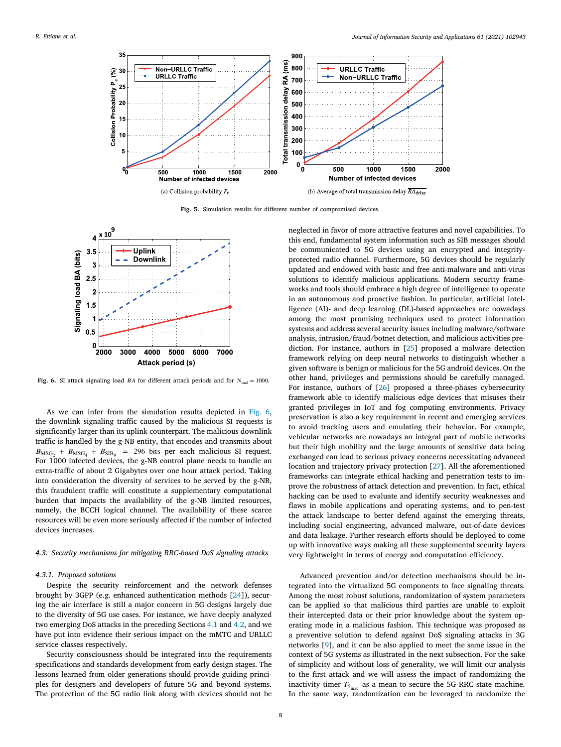(a) Collision probability $P_c$

(b) Average of total transmission delay $\overline{RA_{\text{delay}}}$

**Fig. 5.** Simulation results for different number of compromised devices.

**Fig. 6.** SI attack signaling load $BA$ for different attack periods and for $N_{\text{mal}} = 1000$.

As we can infer from the simulation results depicted in Fig. 6, the downlink signaling traffic caused by the malicious SI requests is significantly larger than its uplink counterpart. The malicious downlink traffic is handled by the g-NB entity, that encodes and transmits about $B_{\text{MSG}_2} + B_{\text{MSG}_4} + B_{\text{SIB}_9} = 296$ bits per each malicious SI request. For 1000 infected devices, the g-NB control plane needs to handle an extra-traffic of about 2 Gigabytes over one hour attack period. Taking into consideration the diversity of services to be served by the g-NB, this fraudulent traffic will constitute a supplementary computational burden that impacts the availability of the g-NB limited resources, namely, the BCCH logical channel. The availability of these scarce resources will be even more seriously affected if the number of infected devices increases.

### 4.3. Security mechanisms for mitigating RRC-based DoS signaling attacks

#### 4.3.1. Proposed solutions

Despite the security reinforcement and the network defenses brought by 3GPP (e.g. enhanced authentication methods [24]), securing the air interface is still a major concern in 5G designs largely due to the diversity of 5G use cases. For instance, we have deeply analyzed two emerging DoS attacks in the preceding Sections 4.1 and 4.2, and we have put into evidence their serious impact on the mMTC and URLLC service classes respectively.

Security consciousness should be integrated into the requirements specifications and standards development from early design stages. The lessons learned from older generations should provide guiding principles for designers and developers of future 5G and beyond systems. The protection of the 5G radio link along with devices should not be neglected in favor of more attractive features and novel capabilities. To this end, fundamental system information such as SIB messages should be communicated to 5G devices using an encrypted and integrity-protected radio channel. Furthermore, 5G devices should be regularly updated and endowed with basic and free anti-malware and anti-virus solutions to identify malicious applications. Modern security frameworks and tools should embrace a high degree of intelligence to operate in an autonomous and proactive fashion. In particular, artificial intelligence (AI)- and deep learning (DL)-based approaches are nowadays among the most promising techniques used to protect information systems and address several security issues including malware/software analysis, intrusion/fraud/botnet detection, and malicious activities prediction. For instance, authors in [25] proposed a malware detection framework relying on deep neural networks to distinguish whether a given software is benign or malicious for the 5G android devices. On the other hand, privileges and permissions should be carefully managed. For instance, authors of [26] proposed a three-phases cybersecurity framework able to identify malicious edge devices that misuses their granted privileges in IoT and fog computing environments. Privacy preservation is also a key requirement in recent and emerging services to avoid tracking users and emulating their behavior. For example, vehicular networks are nowadays an integral part of mobile networks but their high mobility and the large amounts of sensitive data being exchanged can lead to serious privacy concerns necessitating advanced location and trajectory privacy protection [27]. All the aforementioned frameworks can integrate ethical hacking and penetration tests to improve the robustness of attack detection and prevention. In fact, ethical hacking can be used to evaluate and identify security weaknesses and flaws in mobile applications and operating systems, and to pen-test the attack landscape to better defend against the emerging threats, including social engineering, advanced malware, out-of-date devices and data leakage. Further research efforts should be deployed to come up with innovative ways making all these supplemental security layers very lightweight in terms of energy and computation efficiency.

Advanced prevention and/or detection mechanisms should be integrated into the virtualized 5G components to face signaling threats. Among the most robust solutions, randomization of system parameters can be applied so that malicious third parties are unable to exploit their intercepted data or their prior knowledge about the system operating mode in a malicious fashion. This technique was proposed as a preventive solution to defend against DoS signaling attacks in 3G networks [9], and it can be also applied to resolve the same issue in the context of 5G systems as illustrated in the next subsection. For the sake of simplicity and without loss of generality, we will limit our analysis to the first attack and we will assess the impact of randomizing the inactivity timer $T_{5_{\text{inac}}}$ as a mean to secure the 5G RRC state machine. In the same way, randomization can be leveraged to randomize the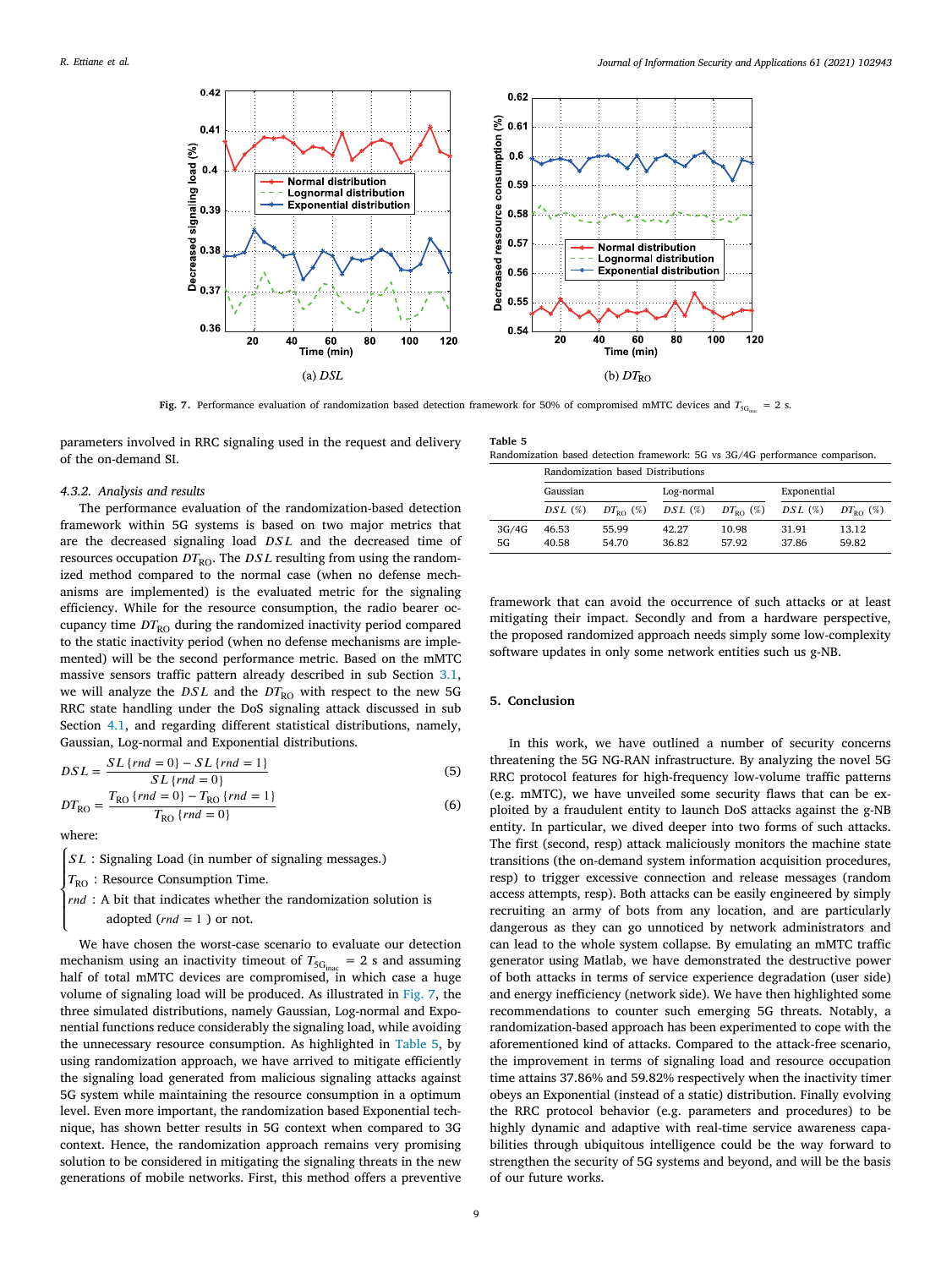Fig. 7. Performance evaluation of randomization based detection framework for 50% of compromised mMTC devices and $T_{5G_{inac}} = 2$ s.

(a) $DSL$

(b) $DT_{RO}$

parameters involved in RRC signaling used in the request and delivery of the on-demand SI.

#### 4.3.2. Analysis and results

The performance evaluation of the randomization-based detection framework within 5G systems is based on two major metrics that are the decreased signaling load $DSL$ and the decreased time of resources occupation $DT_{RO}$. The $DSL$ resulting from using the randomized method compared to the normal case (when no defense mechanisms are implemented) is the evaluated metric for the signaling efficiency. While for the resource consumption, the radio bearer occupancy time $DT_{RO}$ during the randomized inactivity period compared to the static inactivity period (when no defense mechanisms are implemented) will be the second performance metric. Based on the mMTC massive sensors traffic pattern already described in sub Section 3.1, we will analyze the $DSL$ and the $DT_{RO}$ with respect to the new 5G RRC state handling under the DoS signaling attack discussed in sub Section 4.1, and regarding different statistical distributions, namely, Gaussian, Log-normal and Exponential distributions.

$$DSL = \frac{SL\{rnd = 0\} - SL\{rnd = 1\}}{SL\{rnd = 0\}} \tag{5}$$

$$DT_{RO} = \frac{T_{RO}\{rnd = 0\} - T_{RO}\{rnd = 1\}}{T_{RO}\{rnd = 0\}} \tag{6}$$

where:

- $SL$ : Signaling Load (in number of signaling messages.)
- $T_{RO}$ : Resource Consumption Time.
- $rnd$ : A bit that indicates whether the randomization solution is adopted ($rnd = 1$ ) or not.

We have chosen the worst-case scenario to evaluate our detection mechanism using an inactivity timeout of $T_{5G_{inac}} = 2$ s and assuming half of total mMTC devices are compromised, in which case a huge volume of signaling load will be produced. As illustrated in Fig. 7, the three simulated distributions, namely Gaussian, Log-normal and Exponential functions reduce considerably the signaling load, while avoiding the unnecessary resource consumption. As highlighted in Table 5, by using randomization approach, we have arrived to mitigate efficiently the signaling load generated from malicious signaling attacks against 5G system while maintaining the resource consumption in a optimum level. Even more important, the randomization based Exponential technique, has shown better results in 5G context when compared to 3G context. Hence, the randomization approach remains very promising solution to be considered in mitigating the signaling threats in the new generations of mobile networks. First, this method offers a preventive framework that can avoid the occurrence of such attacks or at least mitigating their impact. Secondly and from a hardware perspective, the proposed randomized approach needs simply some low-complexity software updates in only some network entities such us g-NB.

**Table 5**
Randomization based detection framework: 5G vs 3G/4G performance comparison.

| | Randomization based Distributions | | | | | |
|---|---|---|---|---|---|---|
| | Gaussian | | Log-normal | | Exponential | |
| | $DSL$ (%) | $DT_{RO}$ (%) | $DSL$ (%) | $DT_{RO}$ (%) | $DSL$ (%) | $DT_{RO}$ (%) |
| 3G/4G | 46.53 | 55.99 | 42.27 | 10.98 | 31.91 | 13.12 |
| 5G | 40.58 | 54.70 | 36.82 | 57.92 | 37.86 | 59.82 |

## 5. Conclusion

In this work, we have outlined a number of security concerns threatening the 5G NG-RAN infrastructure. By analyzing the novel 5G RRC protocol features for high-frequency low-volume traffic patterns (e.g. mMTC), we have unveiled some security flaws that can be exploited by a fraudulent entity to launch DoS attacks against the g-NB entity. In particular, we dived deeper into two forms of such attacks. The first (second, resp) attack maliciously monitors the machine state transitions (the on-demand system information acquisition procedures, resp) to trigger excessive connection and release messages (random access attempts, resp). Both attacks can be easily engineered by simply recruiting an army of bots from any location, and are particularly dangerous as they can go unnoticed by network administrators and can lead to the whole system collapse. By emulating an mMTC traffic generator using Matlab, we have demonstrated the destructive power of both attacks in terms of service experience degradation (user side) and energy inefficiency (network side). We have then highlighted some recommendations to counter such emerging 5G threats. Notably, a randomization-based approach has been experimented to cope with the aforementioned kind of attacks. Compared to the attack-free scenario, the improvement in terms of signaling load and resource occupation time attains 37.86% and 59.82% respectively when the inactivity timer obeys an Exponential (instead of a static) distribution. Finally evolving the RRC protocol behavior (e.g. parameters and procedures) to be highly dynamic and adaptive with real-time service awareness capabilities through ubiquitous intelligence could be the way forward to strengthen the security of 5G systems and beyond, and will be the basis of our future works.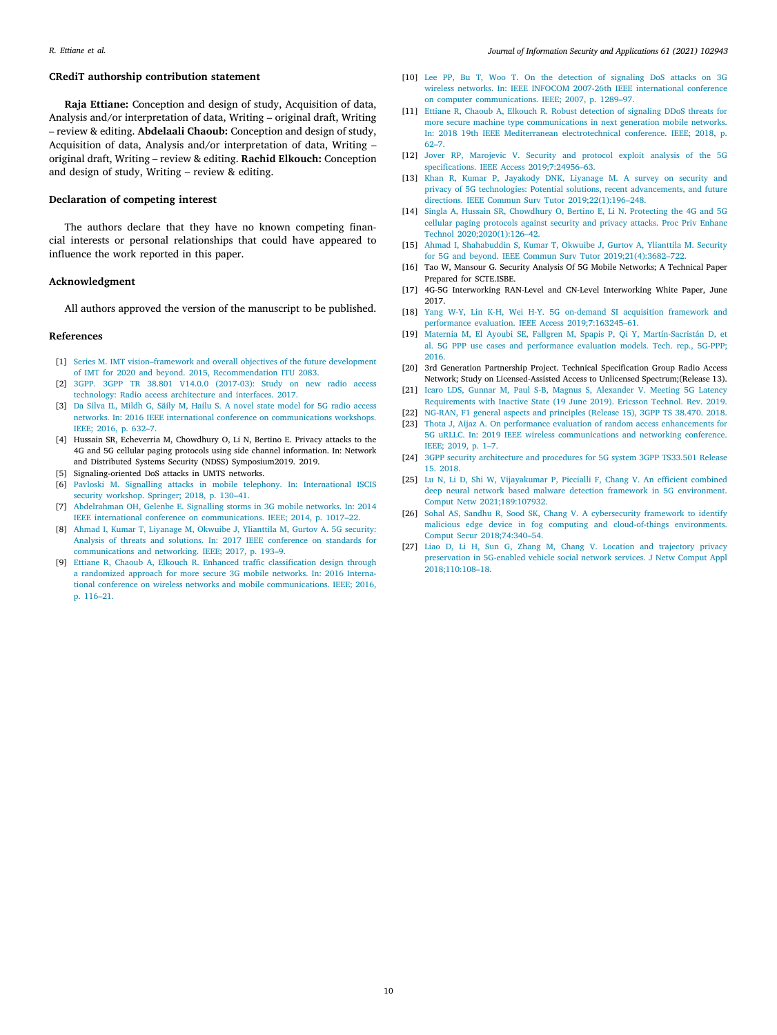## CRediT authorship contribution statement

**Raja Ettiane:** Conception and design of study, Acquisition of data, Analysis and/or interpretation of data, Writing – original draft, Writing – review & editing. **Abdelaali Chaoub:** Conception and design of study, Acquisition of data, Analysis and/or interpretation of data, Writing – original draft, Writing – review & editing. **Rachid Elkouch:** Conception and design of study, Writing – review & editing.

## Declaration of competing interest

The authors declare that they have no known competing financial interests or personal relationships that could have appeared to influence the work reported in this paper.

## Acknowledgment

All authors approved the version of the manuscript to be published.

## References

[1] Series M. IMT vision–framework and overall objectives of the future development of IMT for 2020 and beyond. 2015, Recommendation ITU 2083.

[2] 3GPP. 3GPP TR 38.801 V14.0.0 (2017-03): Study on new radio access technology: Radio access architecture and interfaces. 2017.

[3] Da Silva IL, Mildh G, Säily M, Hailu S. A novel state model for 5G radio access networks. In: 2016 IEEE international conference on communications workshops. IEEE; 2016, p. 632–7.

[4] Hussain SR, Echeverria M, Chowdhury O, Li N, Bertino E. Privacy attacks to the 4G and 5G cellular paging protocols using side channel information. In: Network and Distributed Systems Security (NDSS) Symposium2019. 2019.

[5] Signaling-oriented DoS attacks in UMTS networks.

[6] Pavloski M. Signalling attacks in mobile telephony. In: International ISCIS security workshop. Springer; 2018, p. 130–41.

[7] Abdelrahman OH, Gelenbe E. Signalling storms in 3G mobile networks. In: 2014 IEEE international conference on communications. IEEE; 2014, p. 1017–22.

[8] Ahmad I, Kumar T, Liyanage M, Okwuibe J, Ylianttila M, Gurtov A. 5G security: Analysis of threats and solutions. In: 2017 IEEE conference on standards for communications and networking. IEEE; 2017, p. 193–9.

[9] Ettiane R, Chaoub A, Elkouch R. Enhanced traffic classification design through a randomized approach for more secure 3G mobile networks. In: 2016 International conference on wireless networks and mobile communications. IEEE; 2016, p. 116–21.

[10] Lee PP, Bu T, Woo T. On the detection of signaling DoS attacks on 3G wireless networks. In: IEEE INFOCOM 2007-26th IEEE international conference on computer communications. IEEE; 2007, p. 1289–97.

[11] Ettiane R, Chaoub A, Elkouch R. Robust detection of signaling DDoS threats for more secure machine type communications in next generation mobile networks. In: 2018 19th IEEE Mediterranean electrotechnical conference. IEEE; 2018, p. 62–7.

[12] Jover RP, Marojevic V. Security and protocol exploit analysis of the 5G specifications. IEEE Access 2019;7:24956–63.

[13] Khan R, Kumar P, Jayakody DNK, Liyanage M. A survey on security and privacy of 5G technologies: Potential solutions, recent advancements, and future directions. IEEE Commun Surv Tutor 2019;22(1):196–248.

[14] Singla A, Hussain SR, Chowdhury O, Bertino E, Li N. Protecting the 4G and 5G cellular paging protocols against security and privacy attacks. Proc Priv Enhanc Technol 2020;2020(1):126–42.

[15] Ahmad I, Shahabuddin S, Kumar T, Okwuibe J, Gurtov A, Ylianttila M. Security for 5G and beyond. IEEE Commun Surv Tutor 2019;21(4):3682–722.

[16] Tao W, Mansour G. Security Analysis Of 5G Mobile Networks; A Technical Paper Prepared for SCTE.ISBE.

[17] 4G-5G Interworking RAN-Level and CN-Level Interworking White Paper, June 2017.

[18] Yang W-Y, Lin K-H, Wei H-Y. 5G on-demand SI acquisition framework and performance evaluation. IEEE Access 2019;7:163245–61.

[19] Maternia M, El Ayoubi SE, Fallgren M, Spapis P, Qi Y, Martín-Sacristán D, et al. 5G PPP use cases and performance evaluation models. Tech. rep., 5G-PPP; 2016.

[20] 3rd Generation Partnership Project. Technical Specification Group Radio Access Network; Study on Licensed-Assisted Access to Unlicensed Spectrum;(Release 13).

[21] Icaro LDS, Gunnar M, Paul S-B, Magnus S, Alexander V. Meeting 5G Latency Requirements with Inactive State (19 June 2019). Ericsson Technol. Rev. 2019.

[22] NG-RAN, F1 general aspects and principles (Release 15), 3GPP TS 38.470. 2018.

[23] Thota J, Aijaz A. On performance evaluation of random access enhancements for 5G uRLLC. In: 2019 IEEE wireless communications and networking conference. IEEE; 2019, p. 1–7.

[24] 3GPP security architecture and procedures for 5G system 3GPP TS33.501 Release 15. 2018.

[25] Lu N, Li D, Shi W, Vijayakumar P, Piccialli F, Chang V. An efficient combined deep neural network based malware detection framework in 5G environment. Comput Netw 2021;189:107932.

[26] Sohal AS, Sandhu R, Sood SK, Chang V. A cybersecurity framework to identify malicious edge device in fog computing and cloud-of-things environments. Comput Secur 2018;74:340–54.

[27] Liao D, Li H, Sun G, Zhang M, Chang V. Location and trajectory privacy preservation in 5G-enabled vehicle social network services. J Netw Comput Appl 2018;110:108–18.